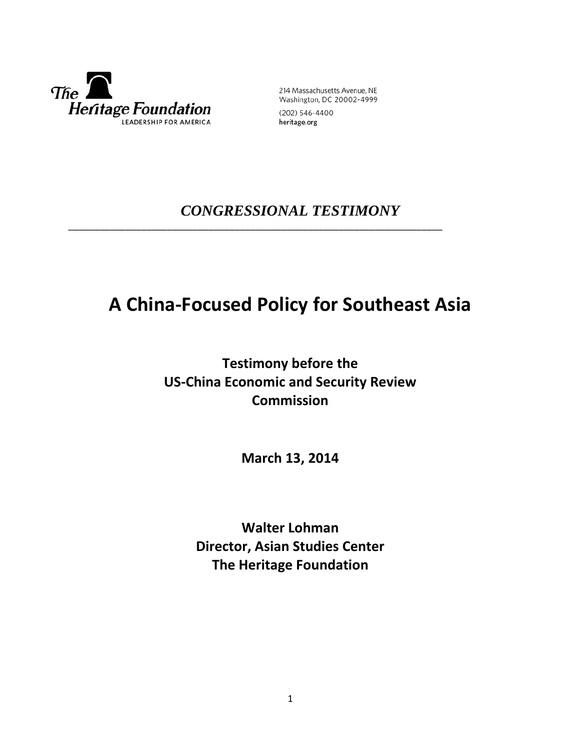The Heritage Foundation
LEADERSHIP FOR AMERICA

214 Massachusetts Avenue, NE
Washington, DC 20002-4999
(202) 546-4400
heritage.org

*CONGRESSIONAL TESTIMONY*

---

# A China-Focused Policy for Southeast Asia

**Testimony before the**
**US-China Economic and Security Review Commission**

**March 13, 2014**

**Walter Lohman**
**Director, Asian Studies Center**
**The Heritage Foundation**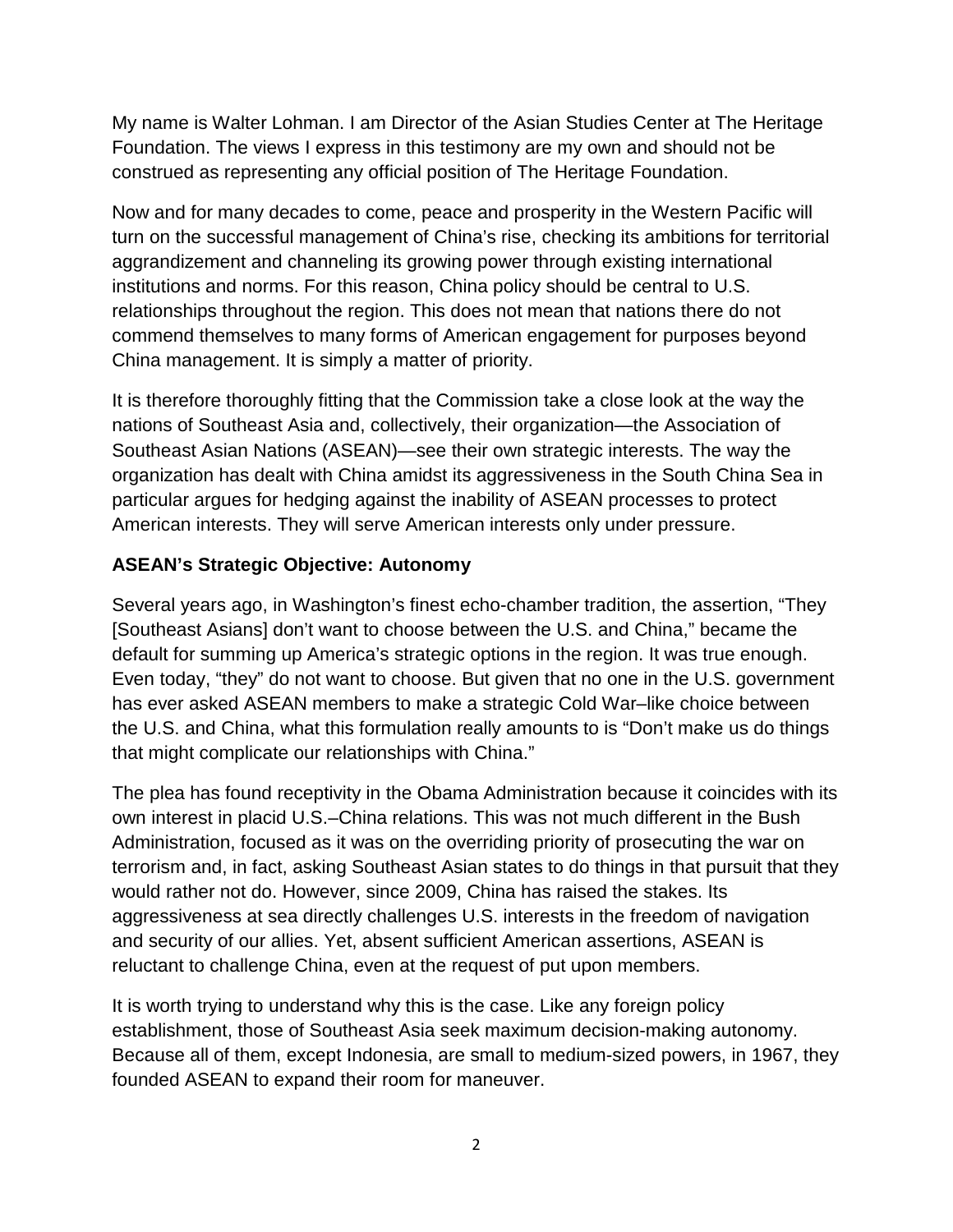My name is Walter Lohman. I am Director of the Asian Studies Center at The Heritage Foundation. The views I express in this testimony are my own and should not be construed as representing any official position of The Heritage Foundation.

Now and for many decades to come, peace and prosperity in the Western Pacific will turn on the successful management of China's rise, checking its ambitions for territorial aggrandizement and channeling its growing power through existing international institutions and norms. For this reason, China policy should be central to U.S. relationships throughout the region. This does not mean that nations there do not commend themselves to many forms of American engagement for purposes beyond China management. It is simply a matter of priority.

It is therefore thoroughly fitting that the Commission take a close look at the way the nations of Southeast Asia and, collectively, their organization—the Association of Southeast Asian Nations (ASEAN)—see their own strategic interests. The way the organization has dealt with China amidst its aggressiveness in the South China Sea in particular argues for hedging against the inability of ASEAN processes to protect American interests. They will serve American interests only under pressure.

## ASEAN's Strategic Objective: Autonomy

Several years ago, in Washington's finest echo-chamber tradition, the assertion, "They [Southeast Asians] don't want to choose between the U.S. and China," became the default for summing up America's strategic options in the region. It was true enough. Even today, "they" do not want to choose. But given that no one in the U.S. government has ever asked ASEAN members to make a strategic Cold War–like choice between the U.S. and China, what this formulation really amounts to is "Don't make us do things that might complicate our relationships with China."

The plea has found receptivity in the Obama Administration because it coincides with its own interest in placid U.S.–China relations. This was not much different in the Bush Administration, focused as it was on the overriding priority of prosecuting the war on terrorism and, in fact, asking Southeast Asian states to do things in that pursuit that they would rather not do. However, since 2009, China has raised the stakes. Its aggressiveness at sea directly challenges U.S. interests in the freedom of navigation and security of our allies. Yet, absent sufficient American assertions, ASEAN is reluctant to challenge China, even at the request of put upon members.

It is worth trying to understand why this is the case. Like any foreign policy establishment, those of Southeast Asia seek maximum decision-making autonomy. Because all of them, except Indonesia, are small to medium-sized powers, in 1967, they founded ASEAN to expand their room for maneuver.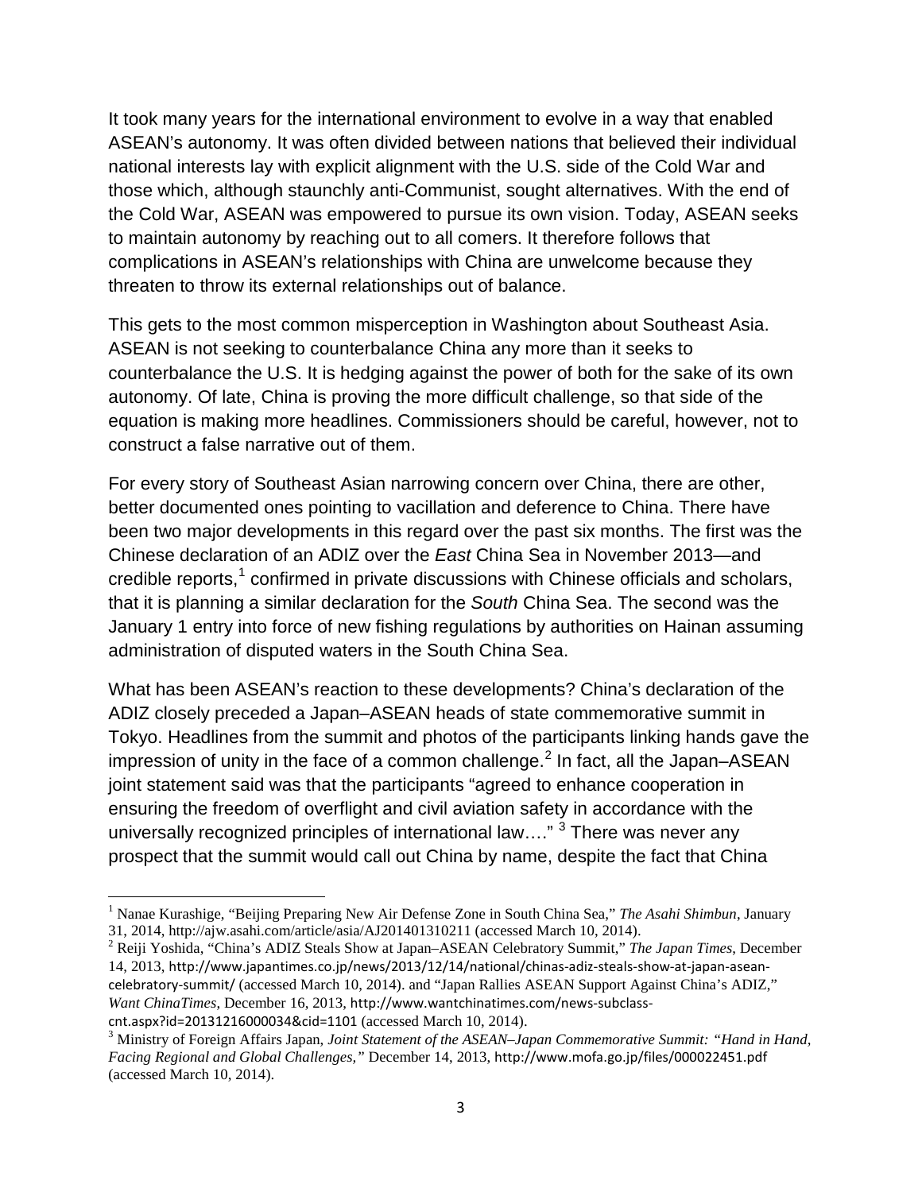It took many years for the international environment to evolve in a way that enabled ASEAN's autonomy. It was often divided between nations that believed their individual national interests lay with explicit alignment with the U.S. side of the Cold War and those which, although staunchly anti-Communist, sought alternatives. With the end of the Cold War, ASEAN was empowered to pursue its own vision. Today, ASEAN seeks to maintain autonomy by reaching out to all comers. It therefore follows that complications in ASEAN's relationships with China are unwelcome because they threaten to throw its external relationships out of balance.

This gets to the most common misperception in Washington about Southeast Asia. ASEAN is not seeking to counterbalance China any more than it seeks to counterbalance the U.S. It is hedging against the power of both for the sake of its own autonomy. Of late, China is proving the more difficult challenge, so that side of the equation is making more headlines. Commissioners should be careful, however, not to construct a false narrative out of them.

For every story of Southeast Asian narrowing concern over China, there are other, better documented ones pointing to vacillation and deference to China. There have been two major developments in this regard over the past six months. The first was the Chinese declaration of an ADIZ over the *East* China Sea in November 2013—and credible reports,[1] confirmed in private discussions with Chinese officials and scholars, that it is planning a similar declaration for the *South* China Sea. The second was the January 1 entry into force of new fishing regulations by authorities on Hainan assuming administration of disputed waters in the South China Sea.

What has been ASEAN's reaction to these developments? China's declaration of the ADIZ closely preceded a Japan–ASEAN heads of state commemorative summit in Tokyo. Headlines from the summit and photos of the participants linking hands gave the impression of unity in the face of a common challenge.[2] In fact, all the Japan–ASEAN joint statement said was that the participants "agreed to enhance cooperation in ensuring the freedom of overflight and civil aviation safety in accordance with the universally recognized principles of international law…." [3] There was never any prospect that the summit would call out China by name, despite the fact that China

---

[1] Nanae Kurashige, "Beijing Preparing New Air Defense Zone in South China Sea," *The Asahi Shimbun*, January 31, 2014, http://ajw.asahi.com/article/asia/AJ201401310211 (accessed March 10, 2014).

[2] Reiji Yoshida, "China's ADIZ Steals Show at Japan–ASEAN Celebratory Summit," *The Japan Times*, December 14, 2013, http://www.japantimes.co.jp/news/2013/12/14/national/chinas-adiz-steals-show-at-japan-asean-celebratory-summit/ (accessed March 10, 2014). and "Japan Rallies ASEAN Support Against China's ADIZ," *Want ChinaTimes*, December 16, 2013, http://www.wantchinatimes.com/news-subclass-cnt.aspx?id=20131216000034&cid=1101 (accessed March 10, 2014).

[3] Ministry of Foreign Affairs Japan, *Joint Statement of the ASEAN–Japan Commemorative Summit: "Hand in Hand, Facing Regional and Global Challenges,"* December 14, 2013, http://www.mofa.go.jp/files/000022451.pdf (accessed March 10, 2014).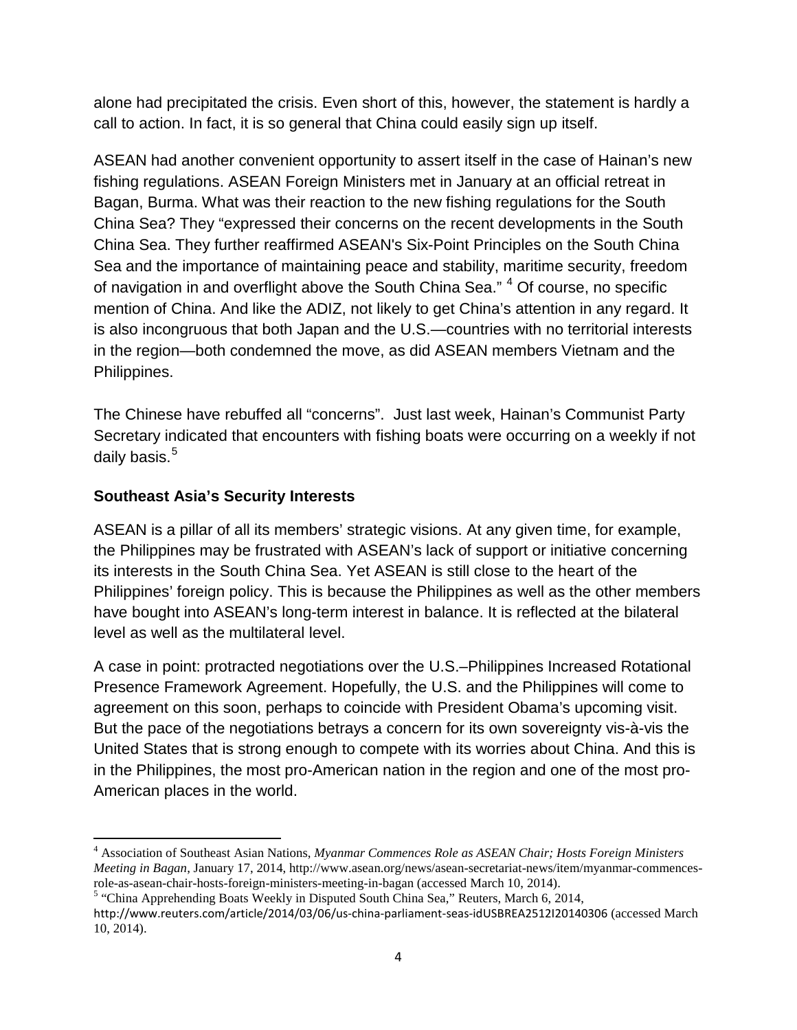alone had precipitated the crisis. Even short of this, however, the statement is hardly a call to action. In fact, it is so general that China could easily sign up itself.

ASEAN had another convenient opportunity to assert itself in the case of Hainan's new fishing regulations. ASEAN Foreign Ministers met in January at an official retreat in Bagan, Burma. What was their reaction to the new fishing regulations for the South China Sea? They "expressed their concerns on the recent developments in the South China Sea. They further reaffirmed ASEAN's Six-Point Principles on the South China Sea and the importance of maintaining peace and stability, maritime security, freedom of navigation in and overflight above the South China Sea." [4] Of course, no specific mention of China. And like the ADIZ, not likely to get China's attention in any regard. It is also incongruous that both Japan and the U.S.—countries with no territorial interests in the region—both condemned the move, as did ASEAN members Vietnam and the Philippines.

The Chinese have rebuffed all "concerns". Just last week, Hainan's Communist Party Secretary indicated that encounters with fishing boats were occurring on a weekly if not daily basis.[5]

### Southeast Asia's Security Interests

ASEAN is a pillar of all its members' strategic visions. At any given time, for example, the Philippines may be frustrated with ASEAN's lack of support or initiative concerning its interests in the South China Sea. Yet ASEAN is still close to the heart of the Philippines' foreign policy. This is because the Philippines as well as the other members have bought into ASEAN's long-term interest in balance. It is reflected at the bilateral level as well as the multilateral level.

A case in point: protracted negotiations over the U.S.–Philippines Increased Rotational Presence Framework Agreement. Hopefully, the U.S. and the Philippines will come to agreement on this soon, perhaps to coincide with President Obama's upcoming visit. But the pace of the negotiations betrays a concern for its own sovereignty vis-à-vis the United States that is strong enough to compete with its worries about China. And this is in the Philippines, the most pro-American nation in the region and one of the most pro-American places in the world.

---

[4] Association of Southeast Asian Nations, *Myanmar Commences Role as ASEAN Chair; Hosts Foreign Ministers Meeting in Bagan*, January 17, 2014, http://www.asean.org/news/asean-secretariat-news/item/myanmar-commences-role-as-asean-chair-hosts-foreign-ministers-meeting-in-bagan (accessed March 10, 2014).

[5] "China Apprehending Boats Weekly in Disputed South China Sea," Reuters, March 6, 2014, http://www.reuters.com/article/2014/03/06/us-china-parliament-seas-idUSBREA2512I20140306 (accessed March 10, 2014).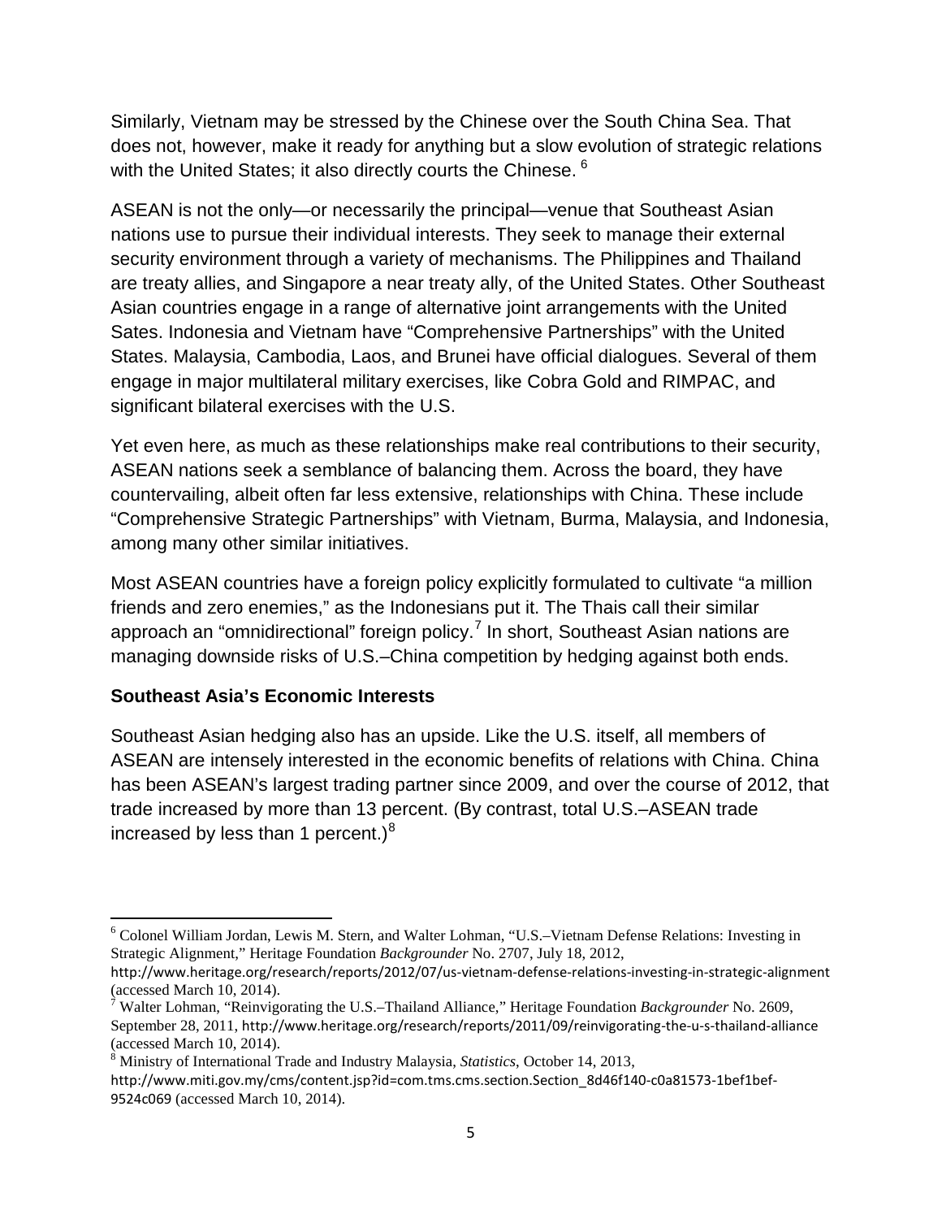Similarly, Vietnam may be stressed by the Chinese over the South China Sea. That does not, however, make it ready for anything but a slow evolution of strategic relations with the United States; it also directly courts the Chinese. [6]

ASEAN is not the only—or necessarily the principal—venue that Southeast Asian nations use to pursue their individual interests. They seek to manage their external security environment through a variety of mechanisms. The Philippines and Thailand are treaty allies, and Singapore a near treaty ally, of the United States. Other Southeast Asian countries engage in a range of alternative joint arrangements with the United Sates. Indonesia and Vietnam have "Comprehensive Partnerships" with the United States. Malaysia, Cambodia, Laos, and Brunei have official dialogues. Several of them engage in major multilateral military exercises, like Cobra Gold and RIMPAC, and significant bilateral exercises with the U.S.

Yet even here, as much as these relationships make real contributions to their security, ASEAN nations seek a semblance of balancing them. Across the board, they have countervailing, albeit often far less extensive, relationships with China. These include "Comprehensive Strategic Partnerships" with Vietnam, Burma, Malaysia, and Indonesia, among many other similar initiatives.

Most ASEAN countries have a foreign policy explicitly formulated to cultivate "a million friends and zero enemies," as the Indonesians put it. The Thais call their similar approach an "omnidirectional" foreign policy.[7] In short, Southeast Asian nations are managing downside risks of U.S.–China competition by hedging against both ends.

### Southeast Asia's Economic Interests

Southeast Asian hedging also has an upside. Like the U.S. itself, all members of ASEAN are intensely interested in the economic benefits of relations with China. China has been ASEAN's largest trading partner since 2009, and over the course of 2012, that trade increased by more than 13 percent. (By contrast, total U.S.–ASEAN trade increased by less than 1 percent.)[8]

---

[6] Colonel William Jordan, Lewis M. Stern, and Walter Lohman, "U.S.–Vietnam Defense Relations: Investing in Strategic Alignment," Heritage Foundation *Backgrounder* No. 2707, July 18, 2012, http://www.heritage.org/research/reports/2012/07/us-vietnam-defense-relations-investing-in-strategic-alignment (accessed March 10, 2014).

[7] Walter Lohman, "Reinvigorating the U.S.–Thailand Alliance," Heritage Foundation *Backgrounder* No. 2609, September 28, 2011, http://www.heritage.org/research/reports/2011/09/reinvigorating-the-u-s-thailand-alliance (accessed March 10, 2014).

[8] Ministry of International Trade and Industry Malaysia, *Statistics*, October 14, 2013, http://www.miti.gov.my/cms/content.jsp?id=com.tms.cms.section.Section_8d46f140-c0a81573-1bef1bef-9524c069 (accessed March 10, 2014).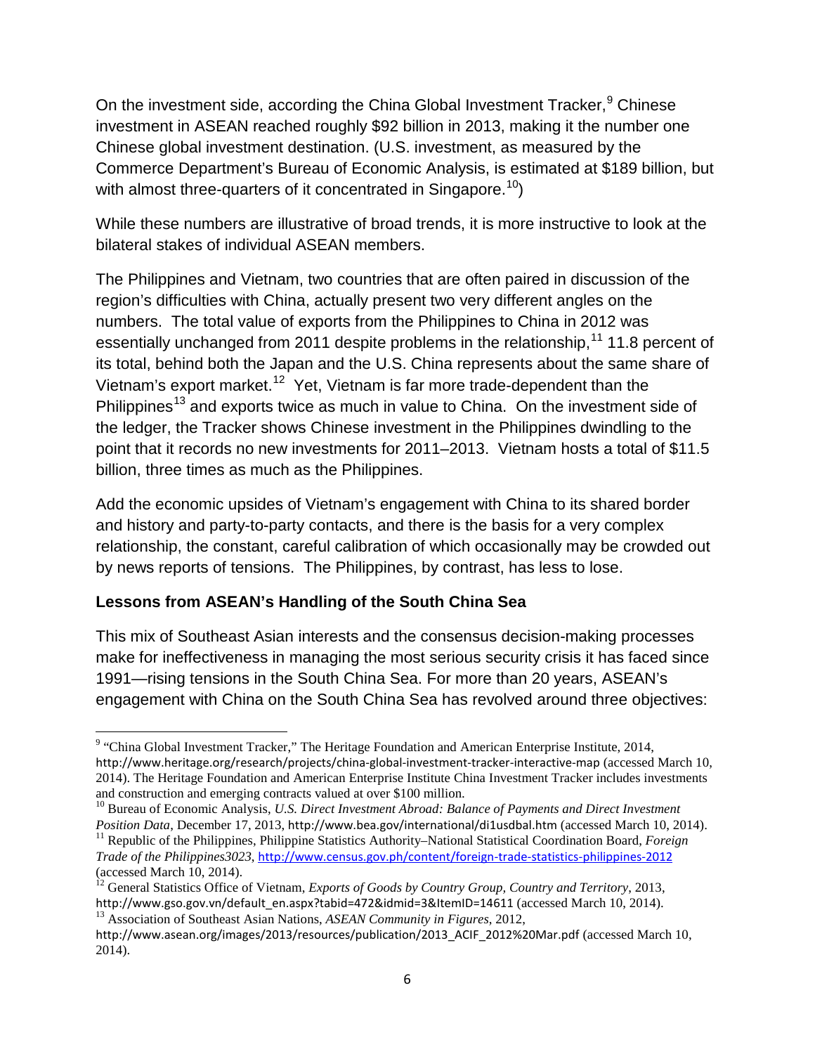On the investment side, according the China Global Investment Tracker,[9] Chinese investment in ASEAN reached roughly $92 billion in 2013, making it the number one Chinese global investment destination. (U.S. investment, as measured by the Commerce Department's Bureau of Economic Analysis, is estimated at $189 billion, but with almost three-quarters of it concentrated in Singapore.[10])

While these numbers are illustrative of broad trends, it is more instructive to look at the bilateral stakes of individual ASEAN members.

The Philippines and Vietnam, two countries that are often paired in discussion of the region's difficulties with China, actually present two very different angles on the numbers. The total value of exports from the Philippines to China in 2012 was essentially unchanged from 2011 despite problems in the relationship,[11] 11.8 percent of its total, behind both the Japan and the U.S. China represents about the same share of Vietnam's export market.[12] Yet, Vietnam is far more trade-dependent than the Philippines[13] and exports twice as much in value to China. On the investment side of the ledger, the Tracker shows Chinese investment in the Philippines dwindling to the point that it records no new investments for 2011–2013. Vietnam hosts a total of $11.5 billion, three times as much as the Philippines.

Add the economic upsides of Vietnam's engagement with China to its shared border and history and party-to-party contacts, and there is the basis for a very complex relationship, the constant, careful calibration of which occasionally may be crowded out by news reports of tensions. The Philippines, by contrast, has less to lose.

## Lessons from ASEAN's Handling of the South China Sea

This mix of Southeast Asian interests and the consensus decision-making processes make for ineffectiveness in managing the most serious security crisis it has faced since 1991—rising tensions in the South China Sea. For more than 20 years, ASEAN's engagement with China on the South China Sea has revolved around three objectives:

---

[9] "China Global Investment Tracker," The Heritage Foundation and American Enterprise Institute, 2014, http://www.heritage.org/research/projects/china-global-investment-tracker-interactive-map (accessed March 10, 2014). The Heritage Foundation and American Enterprise Institute China Investment Tracker includes investments and construction and emerging contracts valued at over $100 million.

[10] Bureau of Economic Analysis, *U.S. Direct Investment Abroad: Balance of Payments and Direct Investment Position Data*, December 17, 2013, http://www.bea.gov/international/di1usdbal.htm (accessed March 10, 2014).

[11] Republic of the Philippines, Philippine Statistics Authority–National Statistical Coordination Board, *Foreign Trade of the Philippines3023*, http://www.census.gov.ph/content/foreign-trade-statistics-philippines-2012 (accessed March 10, 2014).

[12] General Statistics Office of Vietnam, *Exports of Goods by Country Group, Country and Territory*, 2013, http://www.gso.gov.vn/default_en.aspx?tabid=472&idmid=3&ItemID=14611 (accessed March 10, 2014).

[13] Association of Southeast Asian Nations, *ASEAN Community in Figures*, 2012, http://www.asean.org/images/2013/resources/publication/2013_ACIF_2012%20Mar.pdf (accessed March 10, 2014).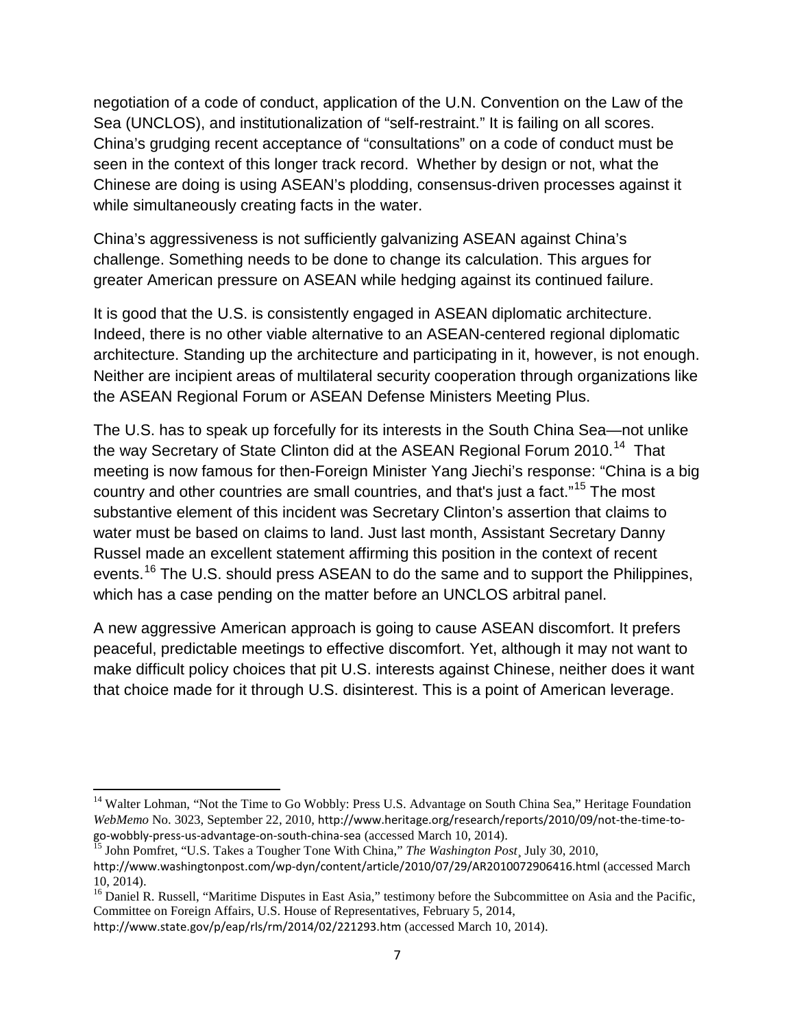negotiation of a code of conduct, application of the U.N. Convention on the Law of the Sea (UNCLOS), and institutionalization of "self-restraint." It is failing on all scores. China's grudging recent acceptance of "consultations" on a code of conduct must be seen in the context of this longer track record. Whether by design or not, what the Chinese are doing is using ASEAN's plodding, consensus-driven processes against it while simultaneously creating facts in the water.

China's aggressiveness is not sufficiently galvanizing ASEAN against China's challenge. Something needs to be done to change its calculation. This argues for greater American pressure on ASEAN while hedging against its continued failure.

It is good that the U.S. is consistently engaged in ASEAN diplomatic architecture. Indeed, there is no other viable alternative to an ASEAN-centered regional diplomatic architecture. Standing up the architecture and participating in it, however, is not enough. Neither are incipient areas of multilateral security cooperation through organizations like the ASEAN Regional Forum or ASEAN Defense Ministers Meeting Plus.

The U.S. has to speak up forcefully for its interests in the South China Sea—not unlike the way Secretary of State Clinton did at the ASEAN Regional Forum 2010.[14] That meeting is now famous for then-Foreign Minister Yang Jiechi's response: "China is a big country and other countries are small countries, and that's just a fact."[15] The most substantive element of this incident was Secretary Clinton's assertion that claims to water must be based on claims to land. Just last month, Assistant Secretary Danny Russel made an excellent statement affirming this position in the context of recent events.[16] The U.S. should press ASEAN to do the same and to support the Philippines, which has a case pending on the matter before an UNCLOS arbitral panel.

A new aggressive American approach is going to cause ASEAN discomfort. It prefers peaceful, predictable meetings to effective discomfort. Yet, although it may not want to make difficult policy choices that pit U.S. interests against Chinese, neither does it want that choice made for it through U.S. disinterest. This is a point of American leverage.

---

[14] Walter Lohman, "Not the Time to Go Wobbly: Press U.S. Advantage on South China Sea," Heritage Foundation *WebMemo* No. 3023, September 22, 2010, http://www.heritage.org/research/reports/2010/09/not-the-time-to-go-wobbly-press-us-advantage-on-south-china-sea (accessed March 10, 2014).

[15] John Pomfret, "U.S. Takes a Tougher Tone With China," *The Washington Post*¸ July 30, 2010, http://www.washingtonpost.com/wp-dyn/content/article/2010/07/29/AR2010072906416.html (accessed March 10, 2014).

[16] Daniel R. Russell, "Maritime Disputes in East Asia," testimony before the Subcommittee on Asia and the Pacific, Committee on Foreign Affairs, U.S. House of Representatives, February 5, 2014, http://www.state.gov/p/eap/rls/rm/2014/02/221293.htm (accessed March 10, 2014).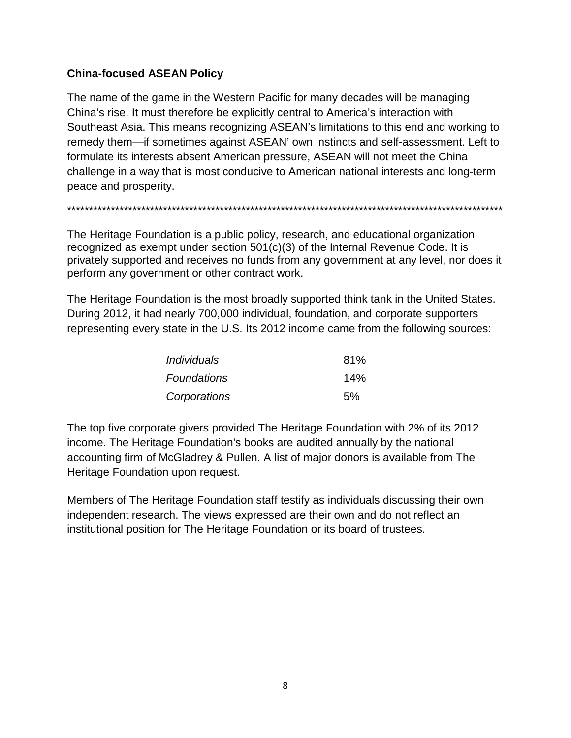**China-focused ASEAN Policy**

The name of the game in the Western Pacific for many decades will be managing China's rise. It must therefore be explicitly central to America's interaction with Southeast Asia. This means recognizing ASEAN's limitations to this end and working to remedy them—if sometimes against ASEAN' own instincts and self-assessment. Left to formulate its interests absent American pressure, ASEAN will not meet the China challenge in a way that is most conducive to American national interests and long-term peace and prosperity.

*******************************************************************************************************

The Heritage Foundation is a public policy, research, and educational organization recognized as exempt under section 501(c)(3) of the Internal Revenue Code. It is privately supported and receives no funds from any government at any level, nor does it perform any government or other contract work.

The Heritage Foundation is the most broadly supported think tank in the United States. During 2012, it had nearly 700,000 individual, foundation, and corporate supporters representing every state in the U.S. Its 2012 income came from the following sources:

| | |
|---|---|
| *Individuals* | 81% |
| *Foundations* | 14% |
| *Corporations* | 5% |

The top five corporate givers provided The Heritage Foundation with 2% of its 2012 income. The Heritage Foundation's books are audited annually by the national accounting firm of McGladrey & Pullen. A list of major donors is available from The Heritage Foundation upon request.

Members of The Heritage Foundation staff testify as individuals discussing their own independent research. The views expressed are their own and do not reflect an institutional position for The Heritage Foundation or its board of trustees.